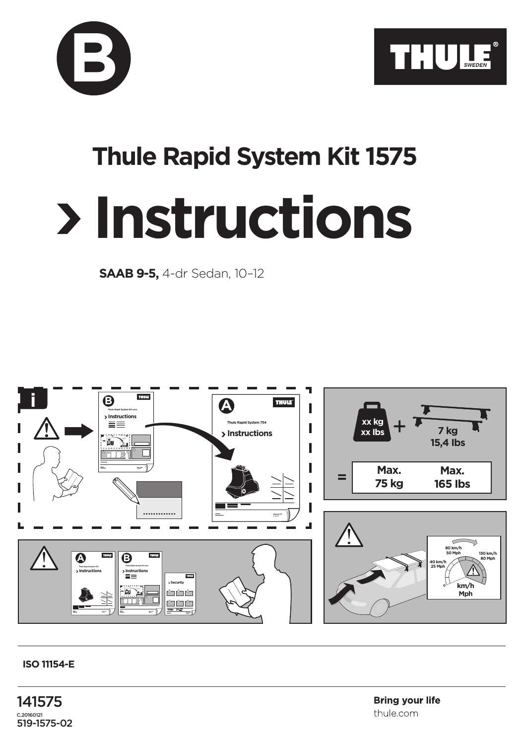B

THULE SWEDEN

# Thule Rapid System Kit 1575

# › Instructions

**SAAB 9-5,** 4-dr Sedan, 10–12

xx kg
xx lbs
+
7 kg
15,4 lbs
=
Max.
75 kg
Max.
165 lbs

80 km/h
50 Mph
40 km/h
25 Mph
130 km/h
80 Mph
0
km/h
Mph

**ISO 11154-E**

141575
C.20160121
519-1575-02

**Bring your life**
thule.com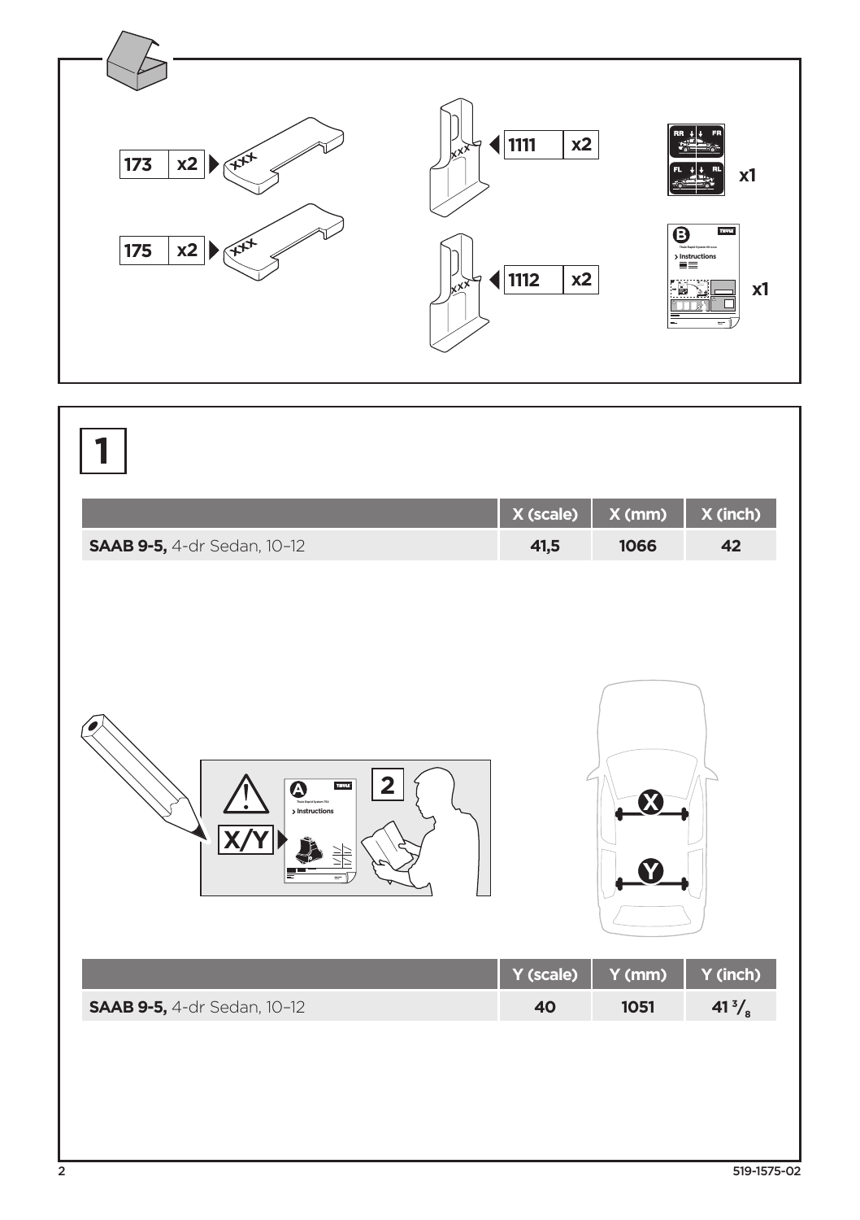| | |
|---|---|
| 173 | x2 |
| 175 | x2 |
| 1111 | x2 |
| 1112 | x2 |

x1

x1

# 1

| | X (scale) | X (mm) | X (inch) |
|---|---|---|---|
| **SAAB 9-5,** 4-dr Sedan, 10–12 | 41,5 | 1066 | 42 |

X/Y

2

| | Y (scale) | Y (mm) | Y (inch) |
|---|---|---|---|
| **SAAB 9-5,** 4-dr Sedan, 10–12 | 40 | 1051 | 41 $^3/_8$ |

519-1575-02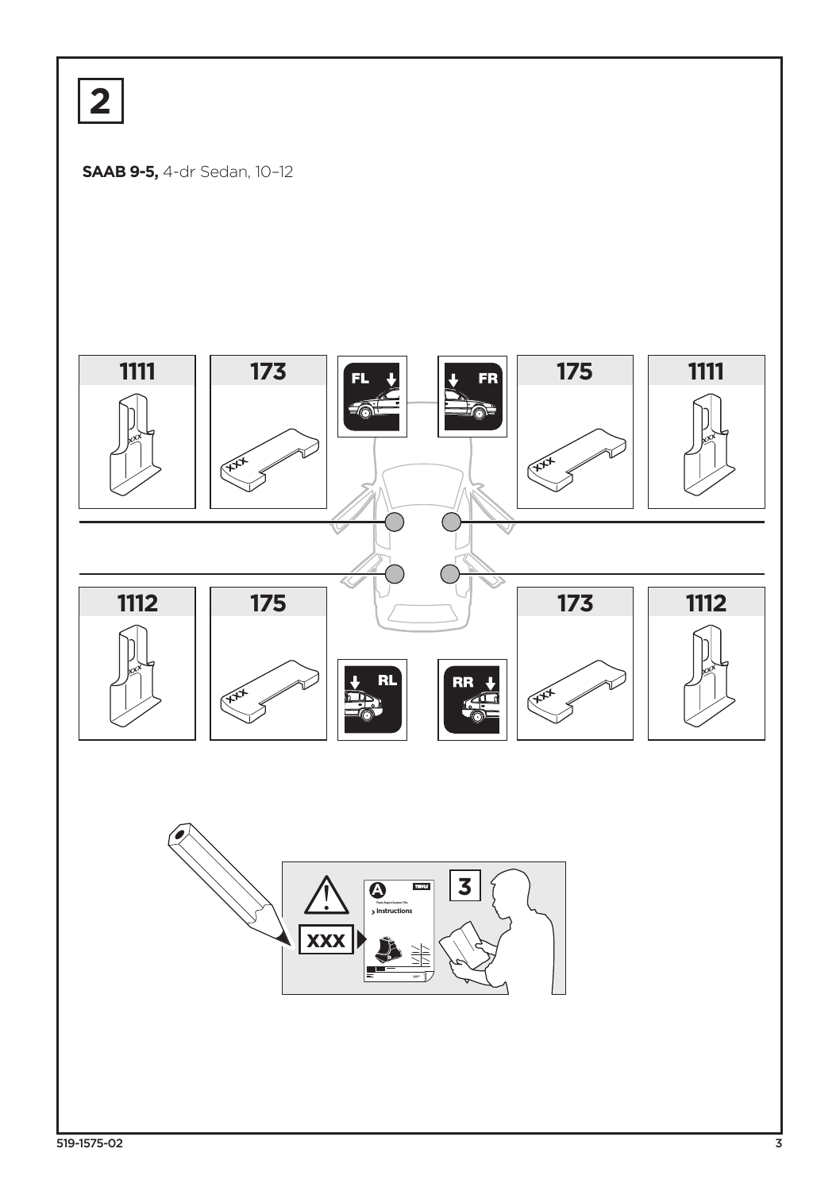**2**

**SAAB 9-5,** 4-dr Sedan, 10–12

1111

173

FL

FR

175

1111

1112

175

RL

RR

173

1112

XXX

3

Instructions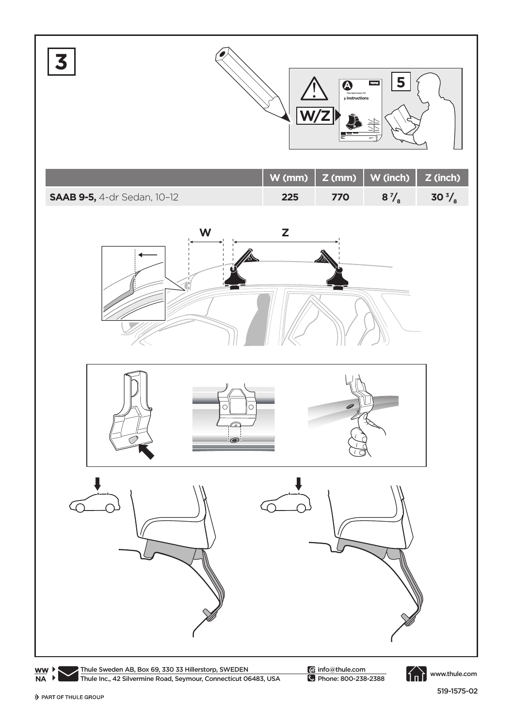# 3

5

W/Z

| | W (mm) | Z (mm) | W (inch) | Z (inch) |
|---|---|---|---|---|
| **SAAB 9-5,** 4-dr Sedan, 10–12 | 225 | 770 | 8 7/8 | 30 3/8 |

W

Z

WW Thule Sweden AB, Box 69, 330 33 Hillerstorp, SWEDEN

NA Thule Inc., 42 Silvermine Road, Seymour, Connecticut 06483, USA

info@thule.com

Phone: 800-238-2388

www.thule.com

519-1575-02

PART OF THULE GROUP